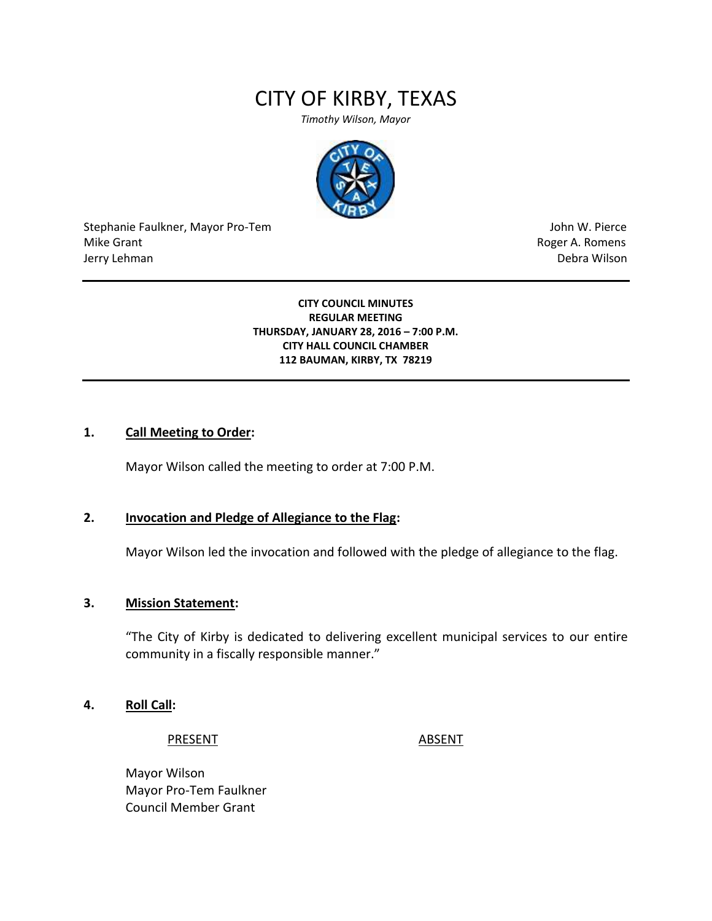# CITY OF KIRBY, TEXAS

*Timothy Wilson, Mayor*

Stephanie Faulkner, Mayor Pro-Tem
Mike Grant
Jerry Lehman

John W. Pierce
Roger A. Romens
Debra Wilson

---

**CITY COUNCIL MINUTES**
**REGULAR MEETING**
**THURSDAY, JANUARY 28, 2016 – 7:00 P.M.**
**CITY HALL COUNCIL CHAMBER**
**112 BAUMAN, KIRBY, TX 78219**

---

**1. Call Meeting to Order:**

Mayor Wilson called the meeting to order at 7:00 P.M.

**2. Invocation and Pledge of Allegiance to the Flag:**

Mayor Wilson led the invocation and followed with the pledge of allegiance to the flag.

**3. Mission Statement:**

"The City of Kirby is dedicated to delivering excellent municipal services to our entire community in a fiscally responsible manner."

**4. Roll Call:**

| PRESENT | ABSENT |
|---|---|
| Mayor Wilson | |
| Mayor Pro-Tem Faulkner | |
| Council Member Grant | |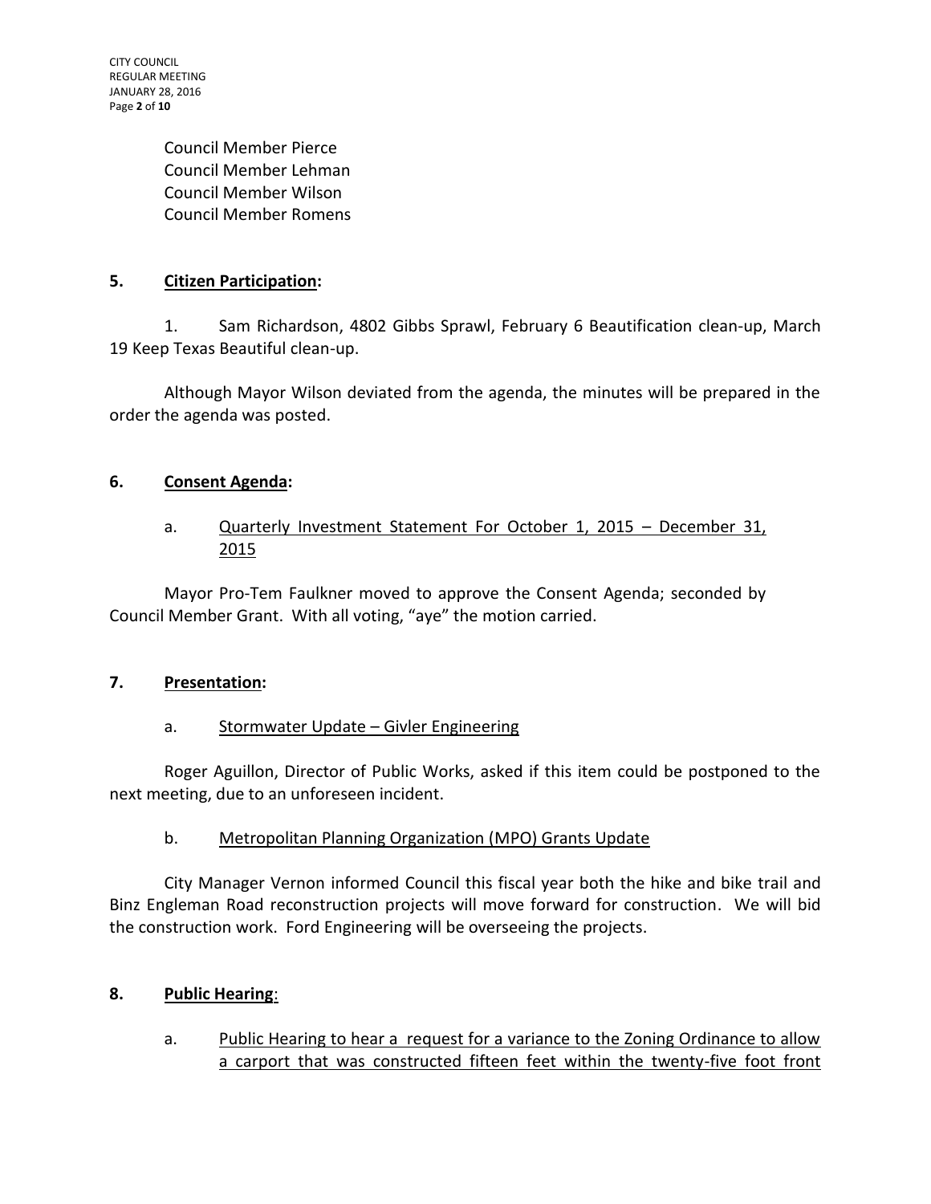Council Member Pierce
Council Member Lehman
Council Member Wilson
Council Member Romens

**5. <u>Citizen Participation</u>:**

1. Sam Richardson, 4802 Gibbs Sprawl, February 6 Beautification clean-up, March 19 Keep Texas Beautiful clean-up.

Although Mayor Wilson deviated from the agenda, the minutes will be prepared in the order the agenda was posted.

**6. <u>Consent Agenda</u>:**

a. <u>Quarterly Investment Statement For October 1, 2015 – December 31, 2015</u>

Mayor Pro-Tem Faulkner moved to approve the Consent Agenda; seconded by Council Member Grant. With all voting, "aye" the motion carried.

**7. <u>Presentation</u>:**

a. <u>Stormwater Update – Givler Engineering</u>

Roger Aguillon, Director of Public Works, asked if this item could be postponed to the next meeting, due to an unforeseen incident.

b. <u>Metropolitan Planning Organization (MPO) Grants Update</u>

City Manager Vernon informed Council this fiscal year both the hike and bike trail and Binz Engleman Road reconstruction projects will move forward for construction. We will bid the construction work. Ford Engineering will be overseeing the projects.

**8. <u>Public Hearing</u>:**

a. <u>Public Hearing to hear a request for a variance to the Zoning Ordinance to allow a carport that was constructed fifteen feet within the twenty-five foot front</u>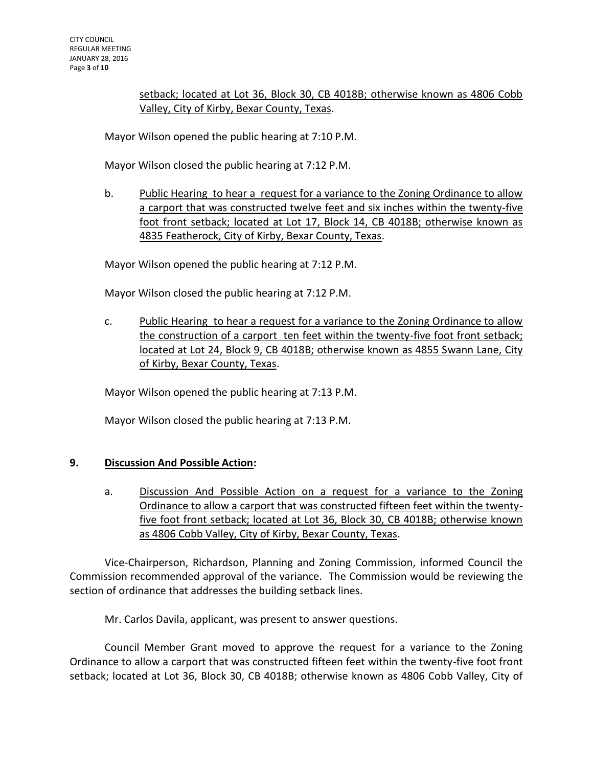setback; located at Lot 36, Block 30, CB 4018B; otherwise known as 4806 Cobb Valley, City of Kirby, Bexar County, Texas.

Mayor Wilson opened the public hearing at 7:10 P.M.

Mayor Wilson closed the public hearing at 7:12 P.M.

b. Public Hearing to hear a request for a variance to the Zoning Ordinance to allow a carport that was constructed twelve feet and six inches within the twenty-five foot front setback; located at Lot 17, Block 14, CB 4018B; otherwise known as 4835 Featherock, City of Kirby, Bexar County, Texas.

Mayor Wilson opened the public hearing at 7:12 P.M.

Mayor Wilson closed the public hearing at 7:12 P.M.

c. Public Hearing to hear a request for a variance to the Zoning Ordinance to allow the construction of a carport ten feet within the twenty-five foot front setback; located at Lot 24, Block 9, CB 4018B; otherwise known as 4855 Swann Lane, City of Kirby, Bexar County, Texas.

Mayor Wilson opened the public hearing at 7:13 P.M.

Mayor Wilson closed the public hearing at 7:13 P.M.

## 9. Discussion And Possible Action:

a. Discussion And Possible Action on a request for a variance to the Zoning Ordinance to allow a carport that was constructed fifteen feet within the twenty-five foot front setback; located at Lot 36, Block 30, CB 4018B; otherwise known as 4806 Cobb Valley, City of Kirby, Bexar County, Texas.

Vice-Chairperson, Richardson, Planning and Zoning Commission, informed Council the Commission recommended approval of the variance. The Commission would be reviewing the section of ordinance that addresses the building setback lines.

Mr. Carlos Davila, applicant, was present to answer questions.

Council Member Grant moved to approve the request for a variance to the Zoning Ordinance to allow a carport that was constructed fifteen feet within the twenty-five foot front setback; located at Lot 36, Block 30, CB 4018B; otherwise known as 4806 Cobb Valley, City of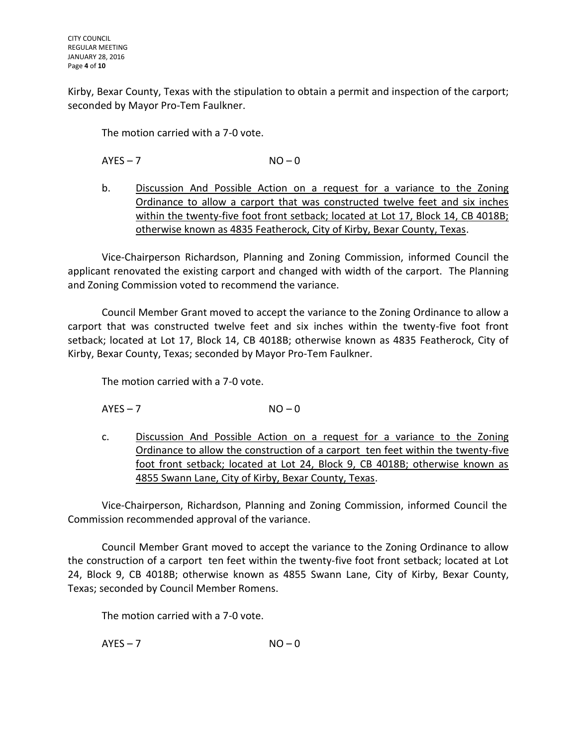Kirby, Bexar County, Texas with the stipulation to obtain a permit and inspection of the carport; seconded by Mayor Pro-Tem Faulkner.

The motion carried with a 7-0 vote.

AYES – 7 NO – 0

b. Discussion And Possible Action on a request for a variance to the Zoning Ordinance to allow a carport that was constructed twelve feet and six inches within the twenty-five foot front setback; located at Lot 17, Block 14, CB 4018B; otherwise known as 4835 Featherock, City of Kirby, Bexar County, Texas.

Vice-Chairperson Richardson, Planning and Zoning Commission, informed Council the applicant renovated the existing carport and changed with width of the carport. The Planning and Zoning Commission voted to recommend the variance.

Council Member Grant moved to accept the variance to the Zoning Ordinance to allow a carport that was constructed twelve feet and six inches within the twenty-five foot front setback; located at Lot 17, Block 14, CB 4018B; otherwise known as 4835 Featherock, City of Kirby, Bexar County, Texas; seconded by Mayor Pro-Tem Faulkner.

The motion carried with a 7-0 vote.

AYES – 7 NO – 0

c. Discussion And Possible Action on a request for a variance to the Zoning Ordinance to allow the construction of a carport ten feet within the twenty-five foot front setback; located at Lot 24, Block 9, CB 4018B; otherwise known as 4855 Swann Lane, City of Kirby, Bexar County, Texas.

Vice-Chairperson, Richardson, Planning and Zoning Commission, informed Council the Commission recommended approval of the variance.

Council Member Grant moved to accept the variance to the Zoning Ordinance to allow the construction of a carport ten feet within the twenty-five foot front setback; located at Lot 24, Block 9, CB 4018B; otherwise known as 4855 Swann Lane, City of Kirby, Bexar County, Texas; seconded by Council Member Romens.

The motion carried with a 7-0 vote.

AYES – 7 NO – 0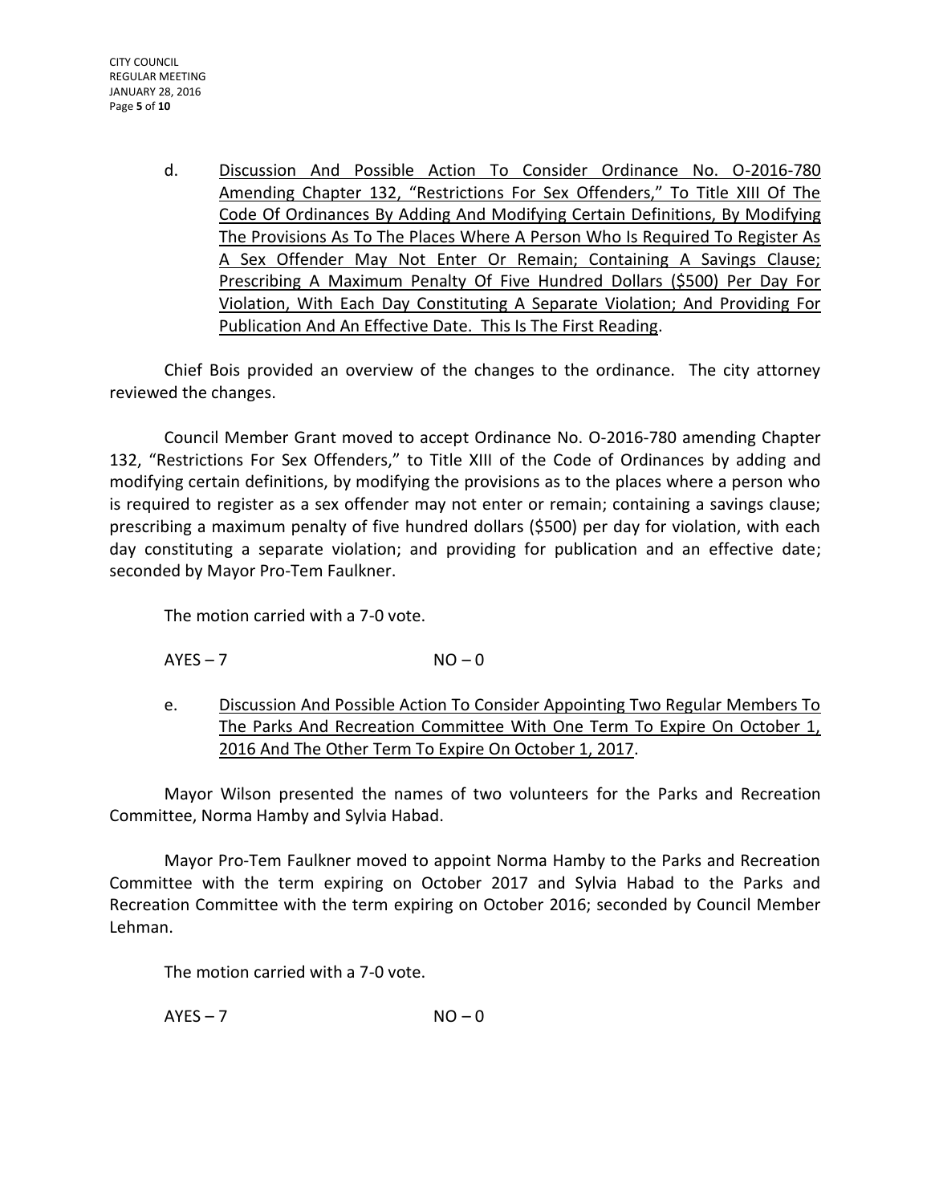d. <u>Discussion And Possible Action To Consider Ordinance No. O-2016-780 Amending Chapter 132, "Restrictions For Sex Offenders," To Title XIII Of The Code Of Ordinances By Adding And Modifying Certain Definitions, By Modifying The Provisions As To The Places Where A Person Who Is Required To Register As A Sex Offender May Not Enter Or Remain; Containing A Savings Clause; Prescribing A Maximum Penalty Of Five Hundred Dollars ($500) Per Day For Violation, With Each Day Constituting A Separate Violation; And Providing For Publication And An Effective Date. This Is The First Reading</u>.

Chief Bois provided an overview of the changes to the ordinance. The city attorney reviewed the changes.

Council Member Grant moved to accept Ordinance No. O-2016-780 amending Chapter 132, "Restrictions For Sex Offenders," to Title XIII of the Code of Ordinances by adding and modifying certain definitions, by modifying the provisions as to the places where a person who is required to register as a sex offender may not enter or remain; containing a savings clause; prescribing a maximum penalty of five hundred dollars ($500) per day for violation, with each day constituting a separate violation; and providing for publication and an effective date; seconded by Mayor Pro-Tem Faulkner.

The motion carried with a 7-0 vote.

AYES – 7 NO – 0

e. <u>Discussion And Possible Action To Consider Appointing Two Regular Members To The Parks And Recreation Committee With One Term To Expire On October 1, 2016 And The Other Term To Expire On October 1, 2017</u>.

Mayor Wilson presented the names of two volunteers for the Parks and Recreation Committee, Norma Hamby and Sylvia Habad.

Mayor Pro-Tem Faulkner moved to appoint Norma Hamby to the Parks and Recreation Committee with the term expiring on October 2017 and Sylvia Habad to the Parks and Recreation Committee with the term expiring on October 2016; seconded by Council Member Lehman.

The motion carried with a 7-0 vote.

AYES – 7 NO – 0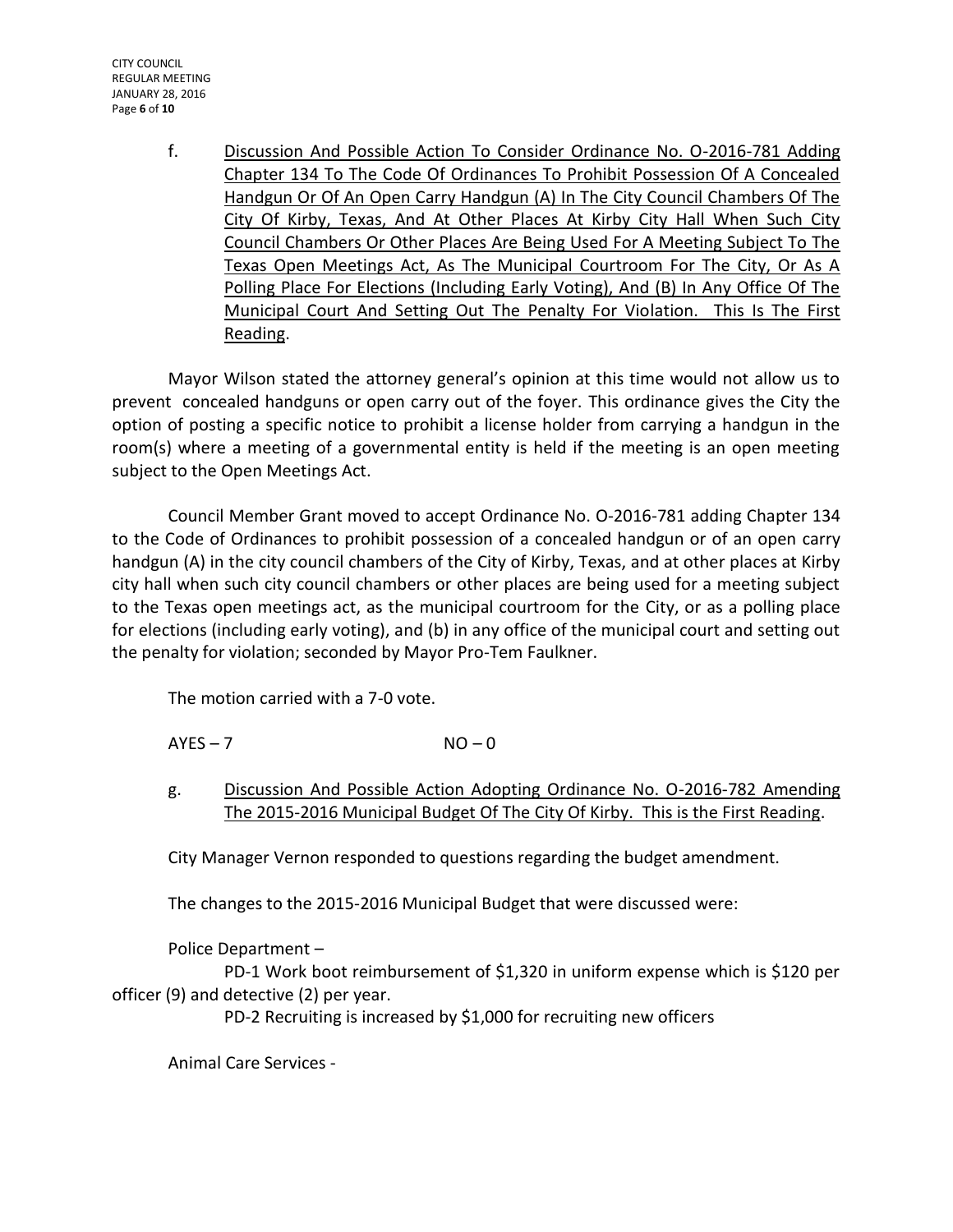f. <u>Discussion And Possible Action To Consider Ordinance No. O-2016-781 Adding Chapter 134 To The Code Of Ordinances To Prohibit Possession Of A Concealed Handgun Or Of An Open Carry Handgun (A) In The City Council Chambers Of The City Of Kirby, Texas, And At Other Places At Kirby City Hall When Such City Council Chambers Or Other Places Are Being Used For A Meeting Subject To The Texas Open Meetings Act, As The Municipal Courtroom For The City, Or As A Polling Place For Elections (Including Early Voting), And (B) In Any Office Of The Municipal Court And Setting Out The Penalty For Violation. This Is The First Reading</u>.

Mayor Wilson stated the attorney general's opinion at this time would not allow us to prevent concealed handguns or open carry out of the foyer. This ordinance gives the City the option of posting a specific notice to prohibit a license holder from carrying a handgun in the room(s) where a meeting of a governmental entity is held if the meeting is an open meeting subject to the Open Meetings Act.

Council Member Grant moved to accept Ordinance No. O-2016-781 adding Chapter 134 to the Code of Ordinances to prohibit possession of a concealed handgun or of an open carry handgun (A) in the city council chambers of the City of Kirby, Texas, and at other places at Kirby city hall when such city council chambers or other places are being used for a meeting subject to the Texas open meetings act, as the municipal courtroom for the City, or as a polling place for elections (including early voting), and (b) in any office of the municipal court and setting out the penalty for violation; seconded by Mayor Pro-Tem Faulkner.

The motion carried with a 7-0 vote.

AYES – 7 NO – 0

g. <u>Discussion And Possible Action Adopting Ordinance No. O-2016-782 Amending The 2015-2016 Municipal Budget Of The City Of Kirby. This is the First Reading</u>.

City Manager Vernon responded to questions regarding the budget amendment.

The changes to the 2015-2016 Municipal Budget that were discussed were:

Police Department –

PD-1 Work boot reimbursement of $1,320 in uniform expense which is $120 per officer (9) and detective (2) per year.

PD-2 Recruiting is increased by $1,000 for recruiting new officers

Animal Care Services -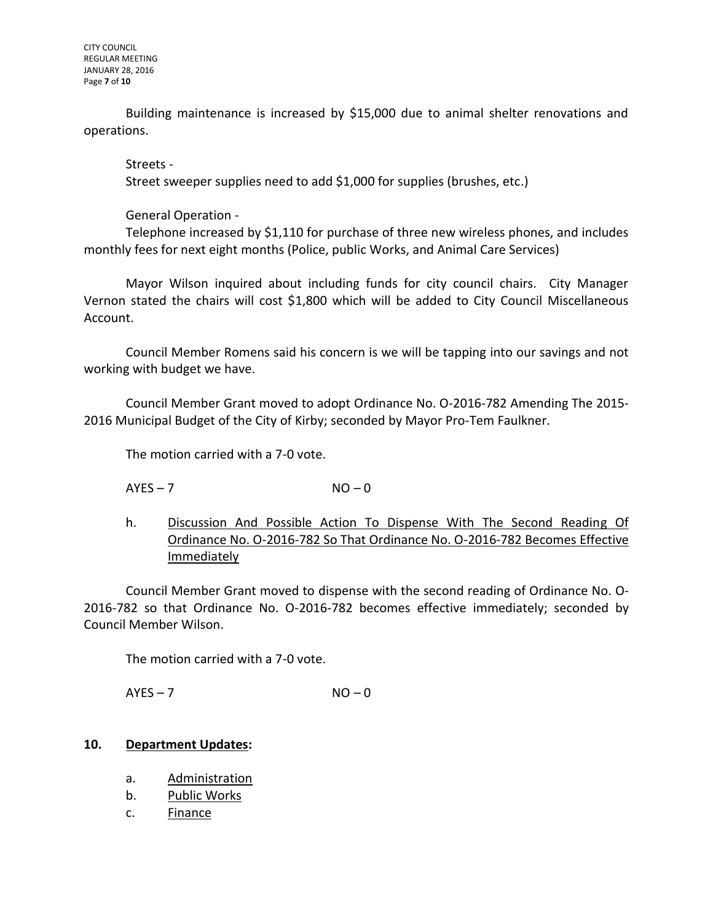Building maintenance is increased by $15,000 due to animal shelter renovations and operations.

Streets -
Street sweeper supplies need to add $1,000 for supplies (brushes, etc.)

General Operation -
Telephone increased by $1,110 for purchase of three new wireless phones, and includes monthly fees for next eight months (Police, public Works, and Animal Care Services)

Mayor Wilson inquired about including funds for city council chairs. City Manager Vernon stated the chairs will cost $1,800 which will be added to City Council Miscellaneous Account.

Council Member Romens said his concern is we will be tapping into our savings and not working with budget we have.

Council Member Grant moved to adopt Ordinance No. O-2016-782 Amending The 2015-2016 Municipal Budget of the City of Kirby; seconded by Mayor Pro-Tem Faulkner.

The motion carried with a 7-0 vote.

AYES – 7 NO – 0

h. Discussion And Possible Action To Dispense With The Second Reading Of Ordinance No. O-2016-782 So That Ordinance No. O-2016-782 Becomes Effective Immediately

Council Member Grant moved to dispense with the second reading of Ordinance No. O-2016-782 so that Ordinance No. O-2016-782 becomes effective immediately; seconded by Council Member Wilson.

The motion carried with a 7-0 vote.

AYES – 7 NO – 0

**10. Department Updates:**

a. Administration
b. Public Works
c. Finance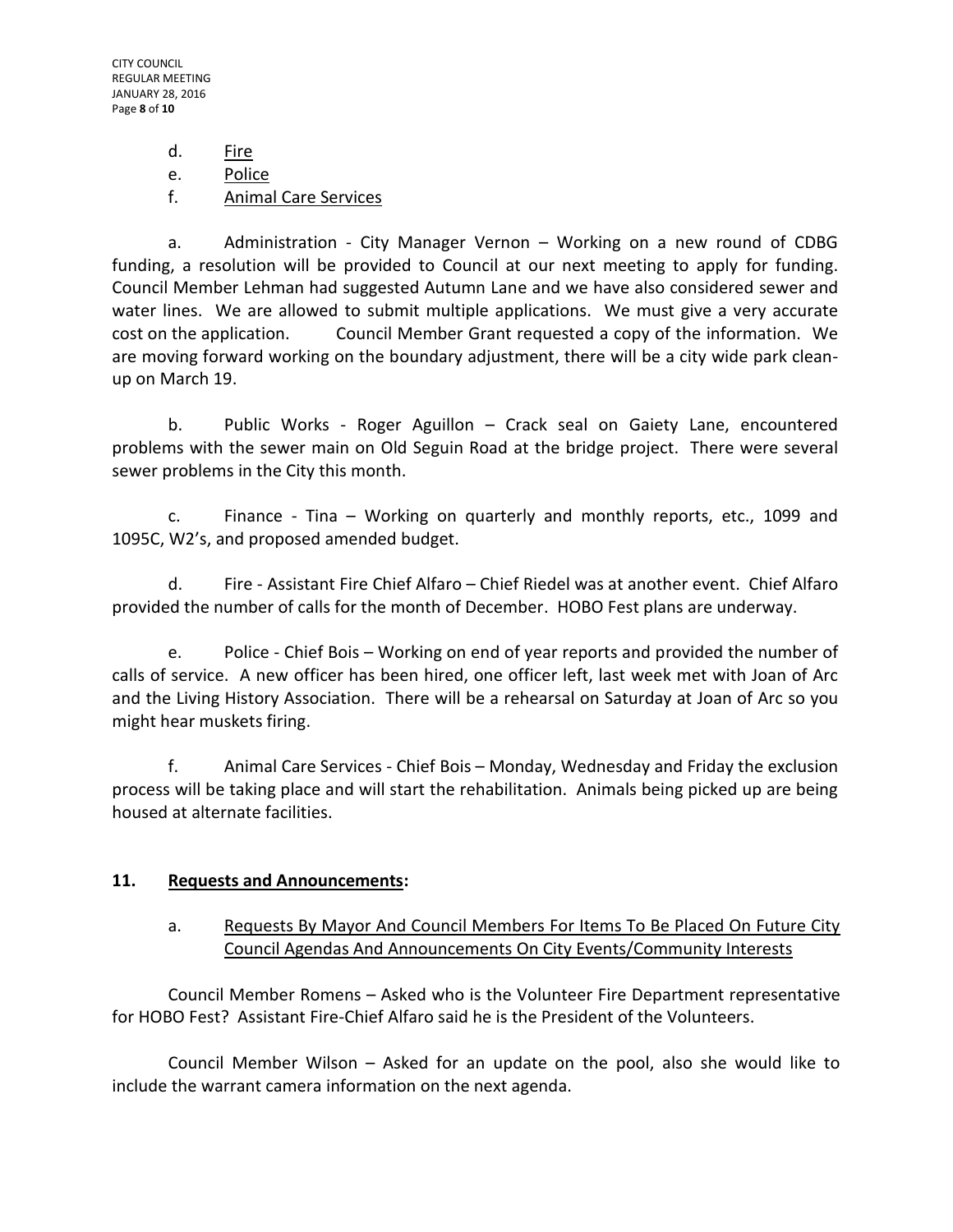d. Fire

e. Police

f. Animal Care Services

a. Administration - City Manager Vernon – Working on a new round of CDBG funding, a resolution will be provided to Council at our next meeting to apply for funding. Council Member Lehman had suggested Autumn Lane and we have also considered sewer and water lines. We are allowed to submit multiple applications. We must give a very accurate cost on the application. Council Member Grant requested a copy of the information. We are moving forward working on the boundary adjustment, there will be a city wide park clean-up on March 19.

b. Public Works - Roger Aguillon – Crack seal on Gaiety Lane, encountered problems with the sewer main on Old Seguin Road at the bridge project. There were several sewer problems in the City this month.

c. Finance - Tina – Working on quarterly and monthly reports, etc., 1099 and 1095C, W2's, and proposed amended budget.

d. Fire - Assistant Fire Chief Alfaro – Chief Riedel was at another event. Chief Alfaro provided the number of calls for the month of December. HOBO Fest plans are underway.

e. Police - Chief Bois – Working on end of year reports and provided the number of calls of service. A new officer has been hired, one officer left, last week met with Joan of Arc and the Living History Association. There will be a rehearsal on Saturday at Joan of Arc so you might hear muskets firing.

f. Animal Care Services - Chief Bois – Monday, Wednesday and Friday the exclusion process will be taking place and will start the rehabilitation. Animals being picked up are being housed at alternate facilities.

## 11. Requests and Announcements:

a. Requests By Mayor And Council Members For Items To Be Placed On Future City Council Agendas And Announcements On City Events/Community Interests

Council Member Romens – Asked who is the Volunteer Fire Department representative for HOBO Fest? Assistant Fire-Chief Alfaro said he is the President of the Volunteers.

Council Member Wilson – Asked for an update on the pool, also she would like to include the warrant camera information on the next agenda.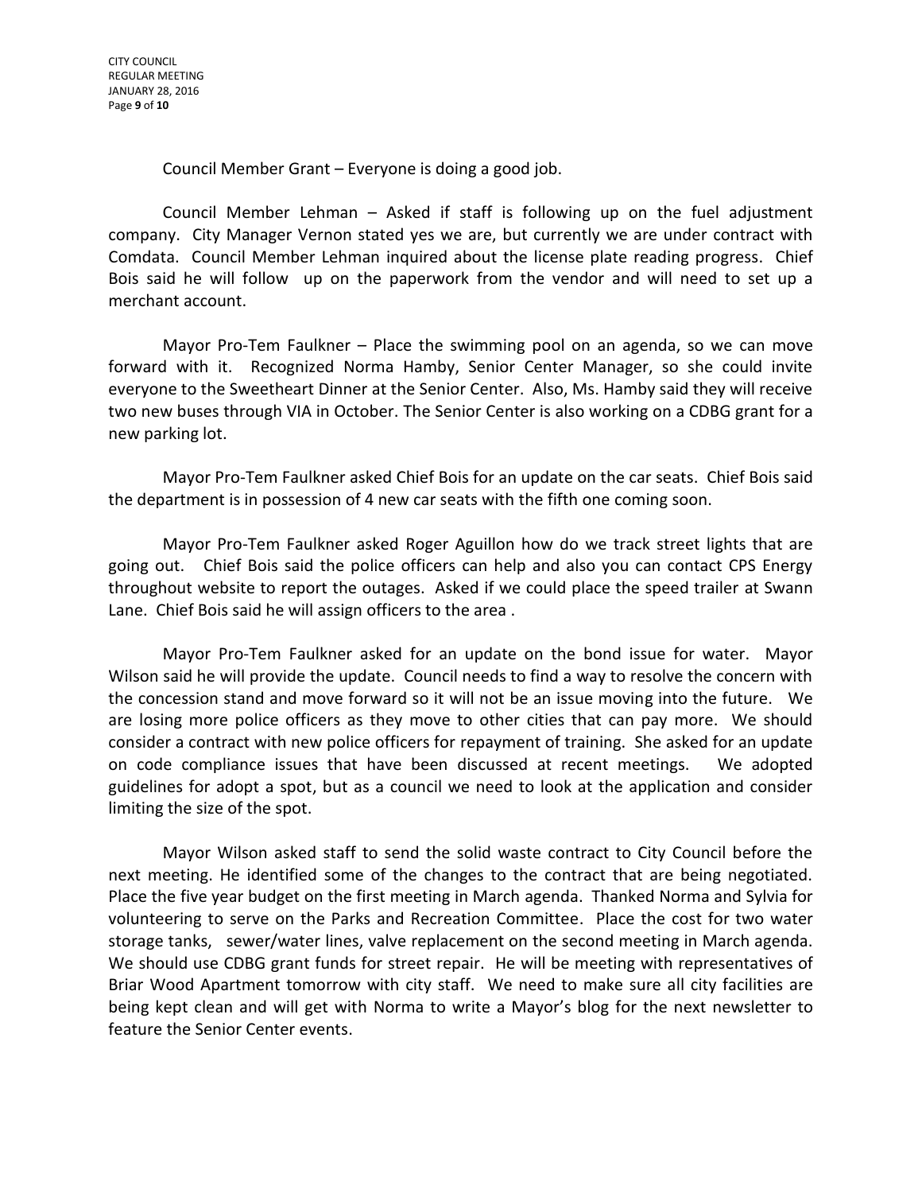Council Member Grant – Everyone is doing a good job.

Council Member Lehman – Asked if staff is following up on the fuel adjustment company. City Manager Vernon stated yes we are, but currently we are under contract with Comdata. Council Member Lehman inquired about the license plate reading progress. Chief Bois said he will follow up on the paperwork from the vendor and will need to set up a merchant account.

Mayor Pro-Tem Faulkner – Place the swimming pool on an agenda, so we can move forward with it. Recognized Norma Hamby, Senior Center Manager, so she could invite everyone to the Sweetheart Dinner at the Senior Center. Also, Ms. Hamby said they will receive two new buses through VIA in October. The Senior Center is also working on a CDBG grant for a new parking lot.

Mayor Pro-Tem Faulkner asked Chief Bois for an update on the car seats. Chief Bois said the department is in possession of 4 new car seats with the fifth one coming soon.

Mayor Pro-Tem Faulkner asked Roger Aguillon how do we track street lights that are going out. Chief Bois said the police officers can help and also you can contact CPS Energy throughout website to report the outages. Asked if we could place the speed trailer at Swann Lane. Chief Bois said he will assign officers to the area .

Mayor Pro-Tem Faulkner asked for an update on the bond issue for water. Mayor Wilson said he will provide the update. Council needs to find a way to resolve the concern with the concession stand and move forward so it will not be an issue moving into the future. We are losing more police officers as they move to other cities that can pay more. We should consider a contract with new police officers for repayment of training. She asked for an update on code compliance issues that have been discussed at recent meetings. We adopted guidelines for adopt a spot, but as a council we need to look at the application and consider limiting the size of the spot.

Mayor Wilson asked staff to send the solid waste contract to City Council before the next meeting. He identified some of the changes to the contract that are being negotiated. Place the five year budget on the first meeting in March agenda. Thanked Norma and Sylvia for volunteering to serve on the Parks and Recreation Committee. Place the cost for two water storage tanks, sewer/water lines, valve replacement on the second meeting in March agenda. We should use CDBG grant funds for street repair. He will be meeting with representatives of Briar Wood Apartment tomorrow with city staff. We need to make sure all city facilities are being kept clean and will get with Norma to write a Mayor's blog for the next newsletter to feature the Senior Center events.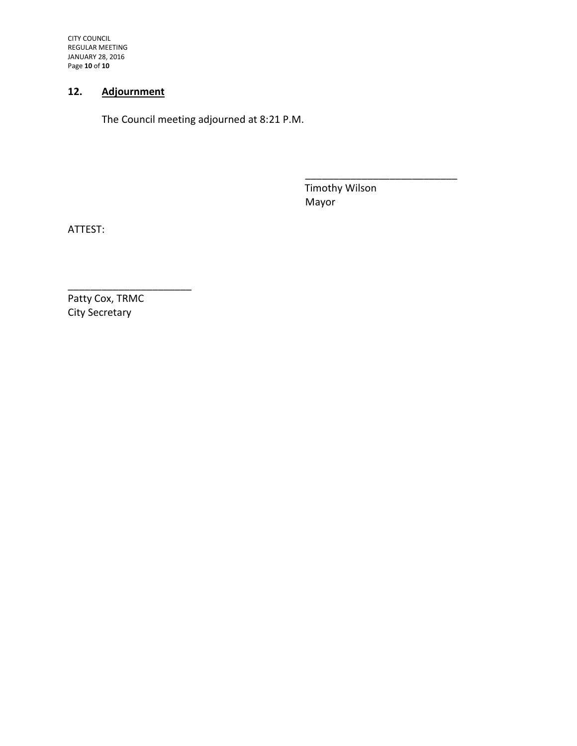## 12. Adjournment

The Council meeting adjourned at 8:21 P.M.

___________________________
Timothy Wilson
Mayor

ATTEST:

______________________
Patty Cox, TRMC
City Secretary